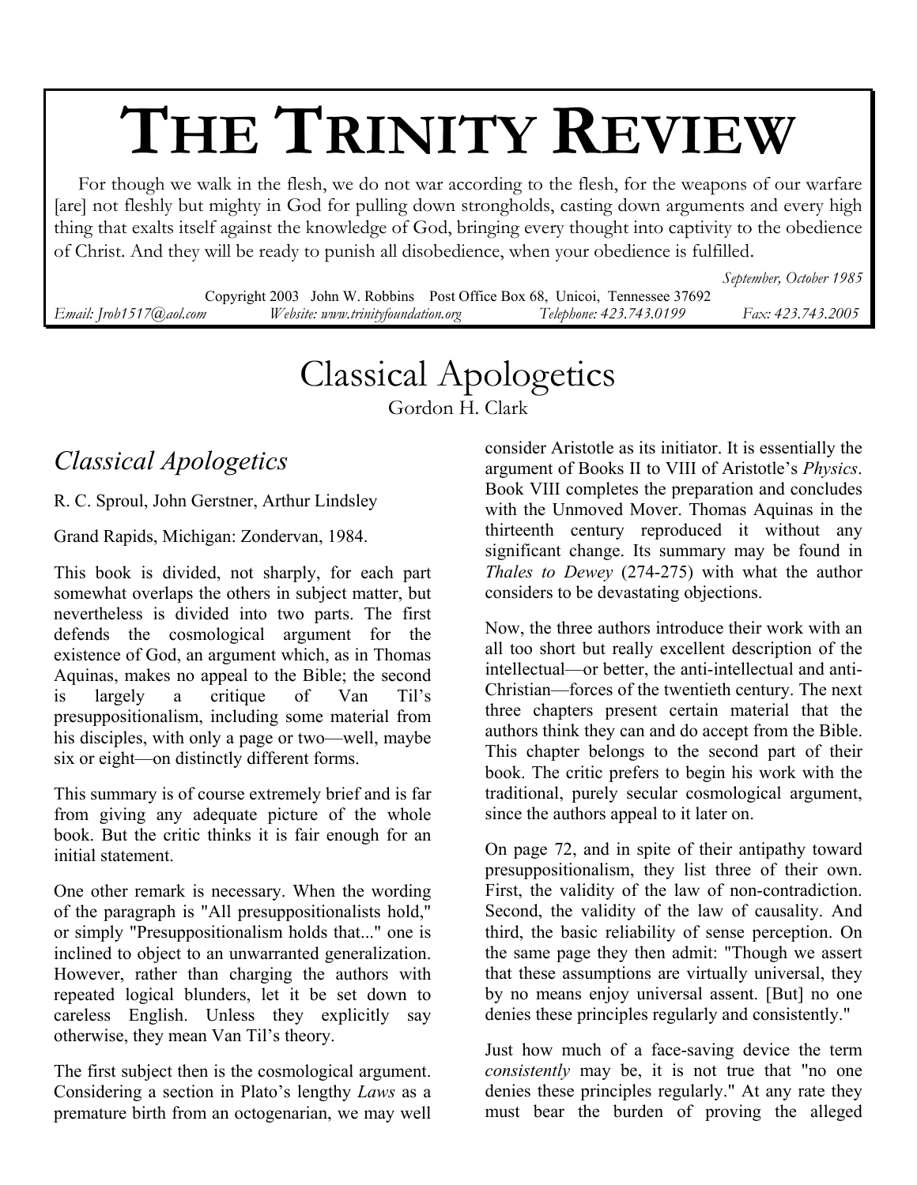# THE TRINITY REVIEW

For though we walk in the flesh, we do not war according to the flesh, for the weapons of our warfare [are] not fleshly but mighty in God for pulling down strongholds, casting down arguments and every high thing that exalts itself against the knowledge of God, bringing every thought into captivity to the obedience of Christ. And they will be ready to punish all disobedience, when your obedience is fulfilled.

*September, October 1985*

Copyright 2003 John W. Robbins Post Office Box 68, Unicoi, Tennessee 37692
*Email: Jrob1517@aol.com* *Website: www.trinityfoundation.org* *Telephone: 423.743.0199* *Fax: 423.743.2005*

# Classical Apologetics

Gordon H. Clark

## *Classical Apologetics*

R. C. Sproul, John Gerstner, Arthur Lindsley

Grand Rapids, Michigan: Zondervan, 1984.

This book is divided, not sharply, for each part somewhat overlaps the others in subject matter, but nevertheless is divided into two parts. The first defends the cosmological argument for the existence of God, an argument which, as in Thomas Aquinas, makes no appeal to the Bible; the second is largely a critique of Van Til's presuppositionalism, including some material from his disciples, with only a page or two—well, maybe six or eight—on distinctly different forms.

This summary is of course extremely brief and is far from giving any adequate picture of the whole book. But the critic thinks it is fair enough for an initial statement.

One other remark is necessary. When the wording of the paragraph is "All presuppositionalists hold," or simply "Presuppositionalism holds that..." one is inclined to object to an unwarranted generalization. However, rather than charging the authors with repeated logical blunders, let it be set down to careless English. Unless they explicitly say otherwise, they mean Van Til's theory.

The first subject then is the cosmological argument. Considering a section in Plato's lengthy *Laws* as a premature birth from an octogenarian, we may well consider Aristotle as its initiator. It is essentially the argument of Books II to VIII of Aristotle's *Physics*. Book VIII completes the preparation and concludes with the Unmoved Mover. Thomas Aquinas in the thirteenth century reproduced it without any significant change. Its summary may be found in *Thales to Dewey* (274-275) with what the author considers to be devastating objections.

Now, the three authors introduce their work with an all too short but really excellent description of the intellectual—or better, the anti-intellectual and anti-Christian—forces of the twentieth century. The next three chapters present certain material that the authors think they can and do accept from the Bible. This chapter belongs to the second part of their book. The critic prefers to begin his work with the traditional, purely secular cosmological argument, since the authors appeal to it later on.

On page 72, and in spite of their antipathy toward presuppositionalism, they list three of their own. First, the validity of the law of non-contradiction. Second, the validity of the law of causality. And third, the basic reliability of sense perception. On the same page they then admit: "Though we assert that these assumptions are virtually universal, they by no means enjoy universal assent. [But] no one denies these principles regularly and consistently."

Just how much of a face-saving device the term *consistently* may be, it is not true that "no one denies these principles regularly." At any rate they must bear the burden of proving the alleged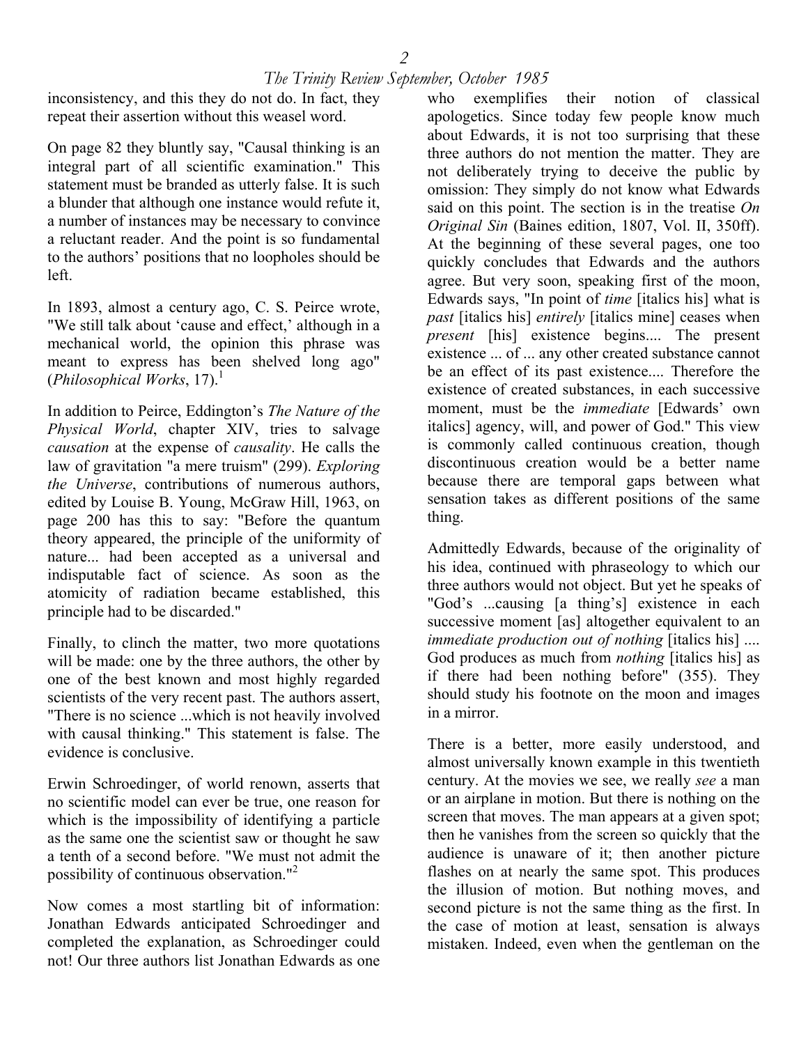inconsistency, and this they do not do. In fact, they repeat their assertion without this weasel word.

On page 82 they bluntly say, "Causal thinking is an integral part of all scientific examination." This statement must be branded as utterly false. It is such a blunder that although one instance would refute it, a number of instances may be necessary to convince a reluctant reader. And the point is so fundamental to the authors' positions that no loopholes should be left.

In 1893, almost a century ago, C. S. Peirce wrote, "We still talk about 'cause and effect,' although in a mechanical world, the opinion this phrase was meant to express has been shelved long ago" (*Philosophical Works*, 17).[1]

In addition to Peirce, Eddington's *The Nature of the Physical World*, chapter XIV, tries to salvage *causation* at the expense of *causality*. He calls the law of gravitation "a mere truism" (299). *Exploring the Universe*, contributions of numerous authors, edited by Louise B. Young, McGraw Hill, 1963, on page 200 has this to say: "Before the quantum theory appeared, the principle of the uniformity of nature... had been accepted as a universal and indisputable fact of science. As soon as the atomicity of radiation became established, this principle had to be discarded."

Finally, to clinch the matter, two more quotations will be made: one by the three authors, the other by one of the best known and most highly regarded scientists of the very recent past. The authors assert, "There is no science ...which is not heavily involved with causal thinking." This statement is false. The evidence is conclusive.

Erwin Schroedinger, of world renown, asserts that no scientific model can ever be true, one reason for which is the impossibility of identifying a particle as the same one the scientist saw or thought he saw a tenth of a second before. "We must not admit the possibility of continuous observation."[2]

Now comes a most startling bit of information: Jonathan Edwards anticipated Schroedinger and completed the explanation, as Schroedinger could not! Our three authors list Jonathan Edwards as one who exemplifies their notion of classical apologetics. Since today few people know much about Edwards, it is not too surprising that these three authors do not mention the matter. They are not deliberately trying to deceive the public by omission: They simply do not know what Edwards said on this point. The section is in the treatise *On Original Sin* (Baines edition, 1807, Vol. II, 350ff). At the beginning of these several pages, one too quickly concludes that Edwards and the authors agree. But very soon, speaking first of the moon, Edwards says, "In point of *time* [italics his] what is *past* [italics his] *entirely* [italics mine] ceases when *present* [his] existence begins.... The present existence ... of ... any other created substance cannot be an effect of its past existence.... Therefore the existence of created substances, in each successive moment, must be the *immediate* [Edwards' own italics] agency, will, and power of God." This view is commonly called continuous creation, though discontinuous creation would be a better name because there are temporal gaps between what sensation takes as different positions of the same thing.

Admittedly Edwards, because of the originality of his idea, continued with phraseology to which our three authors would not object. But yet he speaks of "God's ...causing [a thing's] existence in each successive moment [as] altogether equivalent to an *immediate production out of nothing* [italics his] .... God produces as much from *nothing* [italics his] as if there had been nothing before" (355). They should study his footnote on the moon and images in a mirror.

There is a better, more easily understood, and almost universally known example in this twentieth century. At the movies we see, we really *see* a man or an airplane in motion. But there is nothing on the screen that moves. The man appears at a given spot; then he vanishes from the screen so quickly that the audience is unaware of it; then another picture flashes on at nearly the same spot. This produces the illusion of motion. But nothing moves, and second picture is not the same thing as the first. In the case of motion at least, sensation is always mistaken. Indeed, even when the gentleman on the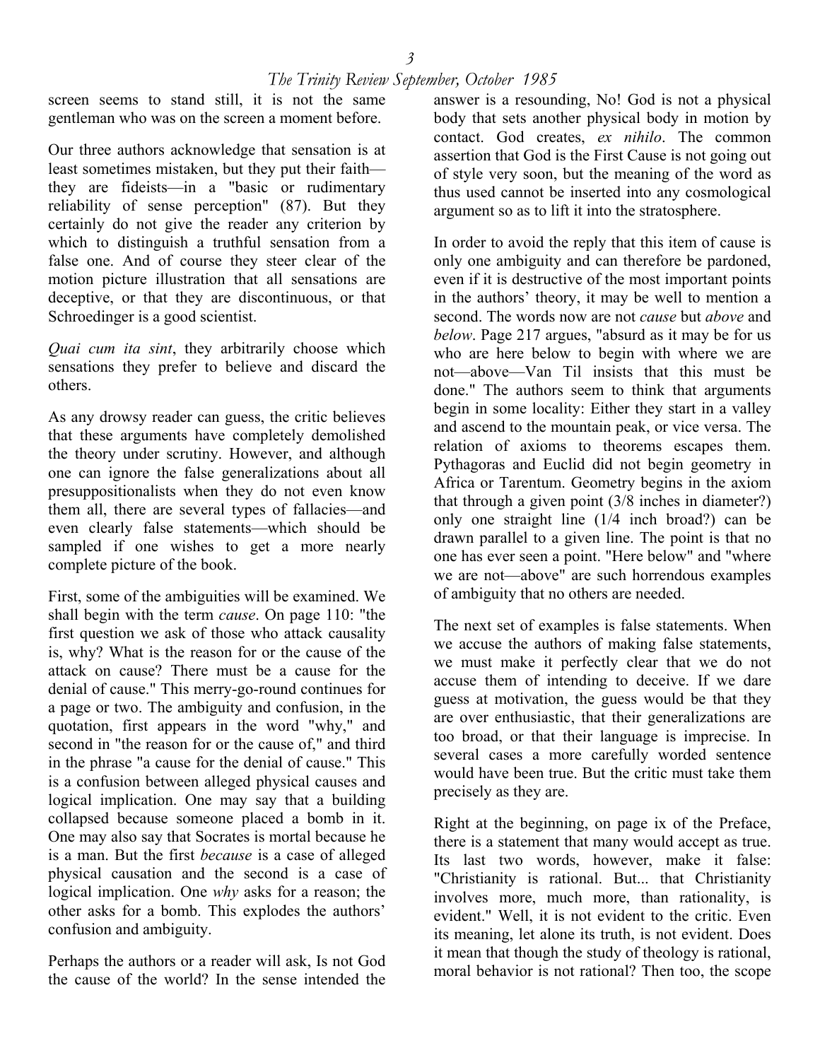screen seems to stand still, it is not the same gentleman who was on the screen a moment before.

Our three authors acknowledge that sensation is at least sometimes mistaken, but they put their faith—they are fideists—in a "basic or rudimentary reliability of sense perception" (87). But they certainly do not give the reader any criterion by which to distinguish a truthful sensation from a false one. And of course they steer clear of the motion picture illustration that all sensations are deceptive, or that they are discontinuous, or that Schroedinger is a good scientist.

*Quai cum ita sint*, they arbitrarily choose which sensations they prefer to believe and discard the others.

As any drowsy reader can guess, the critic believes that these arguments have completely demolished the theory under scrutiny. However, and although one can ignore the false generalizations about all presuppositionalists when they do not even know them all, there are several types of fallacies—and even clearly false statements—which should be sampled if one wishes to get a more nearly complete picture of the book.

First, some of the ambiguities will be examined. We shall begin with the term *cause*. On page 110: "the first question we ask of those who attack causality is, why? What is the reason for or the cause of the attack on cause? There must be a cause for the denial of cause." This merry-go-round continues for a page or two. The ambiguity and confusion, in the quotation, first appears in the word "why," and second in "the reason for or the cause of," and third in the phrase "a cause for the denial of cause." This is a confusion between alleged physical causes and logical implication. One may say that a building collapsed because someone placed a bomb in it. One may also say that Socrates is mortal because he is a man. But the first *because* is a case of alleged physical causation and the second is a case of logical implication. One *why* asks for a reason; the other asks for a bomb. This explodes the authors' confusion and ambiguity.

Perhaps the authors or a reader will ask, Is not God the cause of the world? In the sense intended the answer is a resounding, No! God is not a physical body that sets another physical body in motion by contact. God creates, *ex nihilo*. The common assertion that God is the First Cause is not going out of style very soon, but the meaning of the word as thus used cannot be inserted into any cosmological argument so as to lift it into the stratosphere.

In order to avoid the reply that this item of cause is only one ambiguity and can therefore be pardoned, even if it is destructive of the most important points in the authors' theory, it may be well to mention a second. The words now are not *cause* but *above* and *below*. Page 217 argues, "absurd as it may be for us who are here below to begin with where we are not—above—Van Til insists that this must be done." The authors seem to think that arguments begin in some locality: Either they start in a valley and ascend to the mountain peak, or vice versa. The relation of axioms to theorems escapes them. Pythagoras and Euclid did not begin geometry in Africa or Tarentum. Geometry begins in the axiom that through a given point (3/8 inches in diameter?) only one straight line (1/4 inch broad?) can be drawn parallel to a given line. The point is that no one has ever seen a point. "Here below" and "where we are not—above" are such horrendous examples of ambiguity that no others are needed.

The next set of examples is false statements. When we accuse the authors of making false statements, we must make it perfectly clear that we do not accuse them of intending to deceive. If we dare guess at motivation, the guess would be that they are over enthusiastic, that their generalizations are too broad, or that their language is imprecise. In several cases a more carefully worded sentence would have been true. But the critic must take them precisely as they are.

Right at the beginning, on page ix of the Preface, there is a statement that many would accept as true. Its last two words, however, make it false: "Christianity is rational. But... that Christianity involves more, much more, than rationality, is evident." Well, it is not evident to the critic. Even its meaning, let alone its truth, is not evident. Does it mean that though the study of theology is rational, moral behavior is not rational? Then too, the scope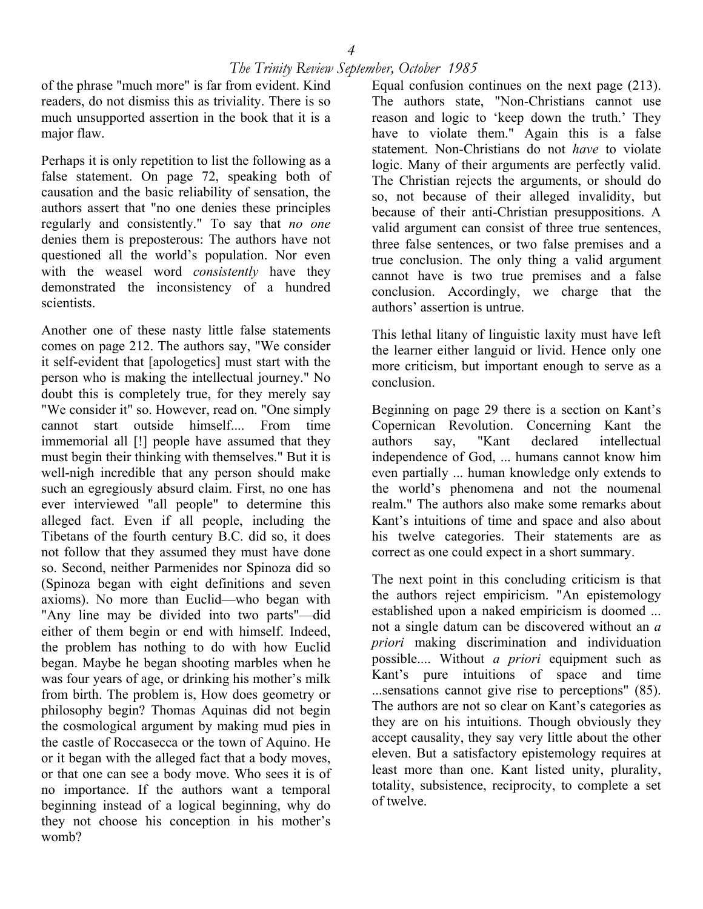of the phrase "much more" is far from evident. Kind readers, do not dismiss this as triviality. There is so much unsupported assertion in the book that it is a major flaw.

Perhaps it is only repetition to list the following as a false statement. On page 72, speaking both of causation and the basic reliability of sensation, the authors assert that "no one denies these principles regularly and consistently." To say that *no one* denies them is preposterous: The authors have not questioned all the world's population. Nor even with the weasel word *consistently* have they demonstrated the inconsistency of a hundred scientists.

Another one of these nasty little false statements comes on page 212. The authors say, "We consider it self-evident that [apologetics] must start with the person who is making the intellectual journey." No doubt this is completely true, for they merely say "We consider it" so. However, read on. "One simply cannot start outside himself.... From time immemorial all [!] people have assumed that they must begin their thinking with themselves." But it is well-nigh incredible that any person should make such an egregiously absurd claim. First, no one has ever interviewed "all people" to determine this alleged fact. Even if all people, including the Tibetans of the fourth century B.C. did so, it does not follow that they assumed they must have done so. Second, neither Parmenides nor Spinoza did so (Spinoza began with eight definitions and seven axioms). No more than Euclid—who began with "Any line may be divided into two parts"—did either of them begin or end with himself. Indeed, the problem has nothing to do with how Euclid began. Maybe he began shooting marbles when he was four years of age, or drinking his mother's milk from birth. The problem is, How does geometry or philosophy begin? Thomas Aquinas did not begin the cosmological argument by making mud pies in the castle of Roccasecca or the town of Aquino. He or it began with the alleged fact that a body moves, or that one can see a body move. Who sees it is of no importance. If the authors want a temporal beginning instead of a logical beginning, why do they not choose his conception in his mother's womb?

Equal confusion continues on the next page (213). The authors state, "Non-Christians cannot use reason and logic to 'keep down the truth.' They have to violate them." Again this is a false statement. Non-Christians do not *have* to violate logic. Many of their arguments are perfectly valid. The Christian rejects the arguments, or should do so, not because of their alleged invalidity, but because of their anti-Christian presuppositions. A valid argument can consist of three true sentences, three false sentences, or two false premises and a true conclusion. The only thing a valid argument cannot have is two true premises and a false conclusion. Accordingly, we charge that the authors' assertion is untrue.

This lethal litany of linguistic laxity must have left the learner either languid or livid. Hence only one more criticism, but important enough to serve as a conclusion.

Beginning on page 29 there is a section on Kant's Copernican Revolution. Concerning Kant the authors say, "Kant declared intellectual independence of God, ... humans cannot know him even partially ... human knowledge only extends to the world's phenomena and not the noumenal realm." The authors also make some remarks about Kant's intuitions of time and space and also about his twelve categories. Their statements are as correct as one could expect in a short summary.

The next point in this concluding criticism is that the authors reject empiricism. "An epistemology established upon a naked empiricism is doomed ... not a single datum can be discovered without an *a priori* making discrimination and individuation possible.... Without *a priori* equipment such as Kant's pure intuitions of space and time ...sensations cannot give rise to perceptions" (85). The authors are not so clear on Kant's categories as they are on his intuitions. Though obviously they accept causality, they say very little about the other eleven. But a satisfactory epistemology requires at least more than one. Kant listed unity, plurality, totality, subsistence, reciprocity, to complete a set of twelve.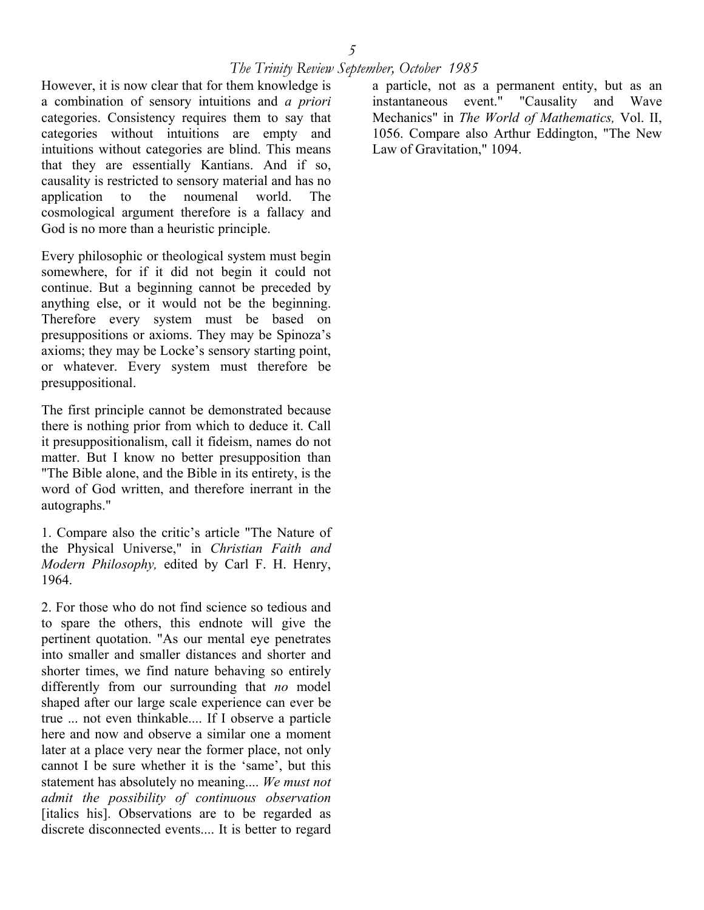However, it is now clear that for them knowledge is a combination of sensory intuitions and *a priori* categories. Consistency requires them to say that categories without intuitions are empty and intuitions without categories are blind. This means that they are essentially Kantians. And if so, causality is restricted to sensory material and has no application to the noumenal world. The cosmological argument therefore is a fallacy and God is no more than a heuristic principle.

Every philosophic or theological system must begin somewhere, for if it did not begin it could not continue. But a beginning cannot be preceded by anything else, or it would not be the beginning. Therefore every system must be based on presuppositions or axioms. They may be Spinoza's axioms; they may be Locke's sensory starting point, or whatever. Every system must therefore be presuppositional.

The first principle cannot be demonstrated because there is nothing prior from which to deduce it. Call it presuppositionalism, call it fideism, names do not matter. But I know no better presupposition than "The Bible alone, and the Bible in its entirety, is the word of God written, and therefore inerrant in the autographs."

1. Compare also the critic's article "The Nature of the Physical Universe," in *Christian Faith and Modern Philosophy,* edited by Carl F. H. Henry, 1964.

2. For those who do not find science so tedious and to spare the others, this endnote will give the pertinent quotation. "As our mental eye penetrates into smaller and smaller distances and shorter and shorter times, we find nature behaving so entirely differently from our surrounding that *no* model shaped after our large scale experience can ever be true ... not even thinkable.... If I observe a particle here and now and observe a similar one a moment later at a place very near the former place, not only cannot I be sure whether it is the 'same', but this statement has absolutely no meaning.... *We must not admit the possibility of continuous observation* [italics his]. Observations are to be regarded as discrete disconnected events.... It is better to regard a particle, not as a permanent entity, but as an instantaneous event." "Causality and Wave Mechanics" in *The World of Mathematics,* Vol. II, 1056. Compare also Arthur Eddington, "The New Law of Gravitation," 1094.